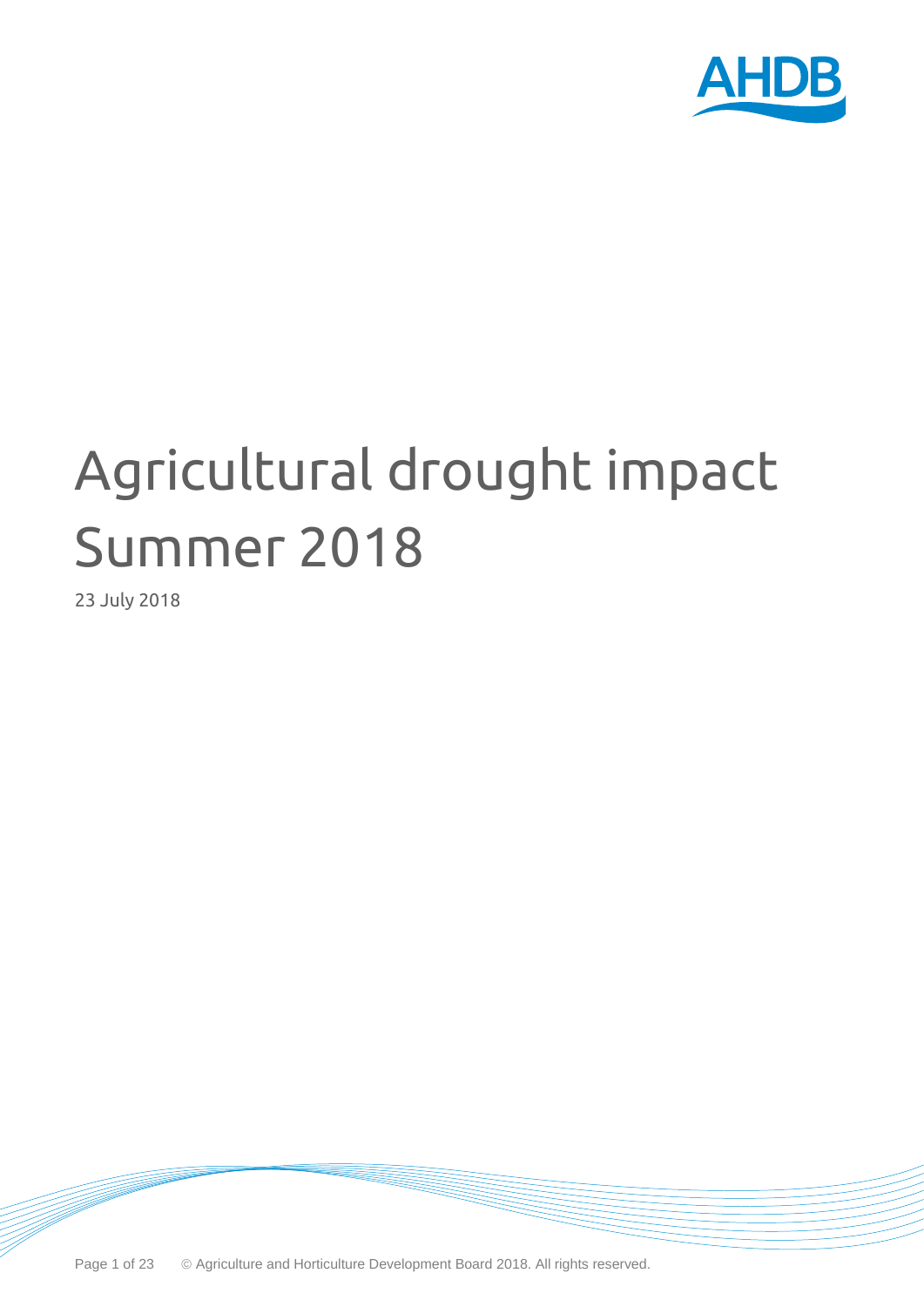# Agricultural drought impact Summer 2018

23 July 2018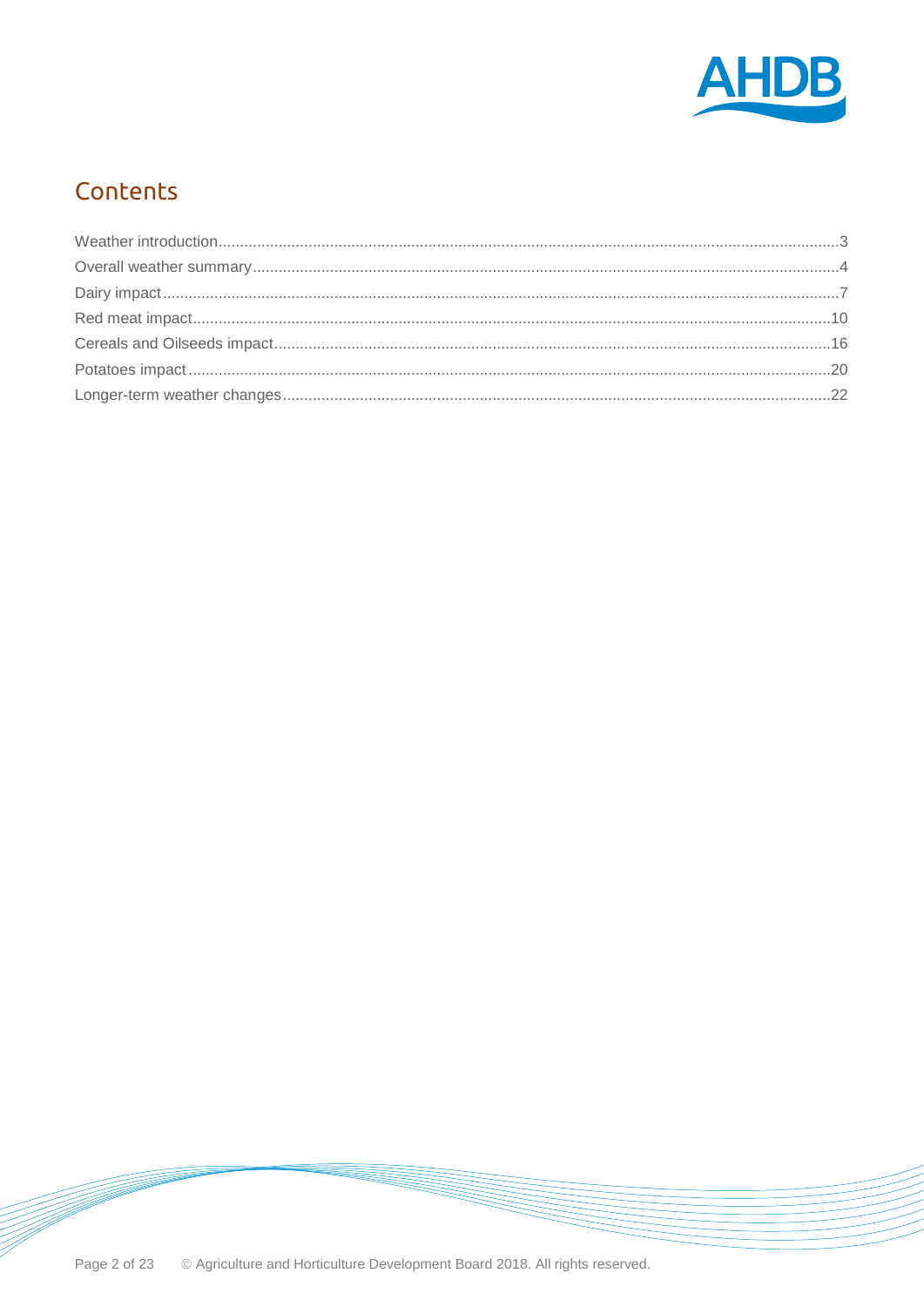## Contents

Weather introduction.....3
Overall weather summary.....4
Dairy impact.....7
Red meat impact.....10
Cereals and Oilseeds impact.....16
Potatoes impact.....20
Longer-term weather changes.....22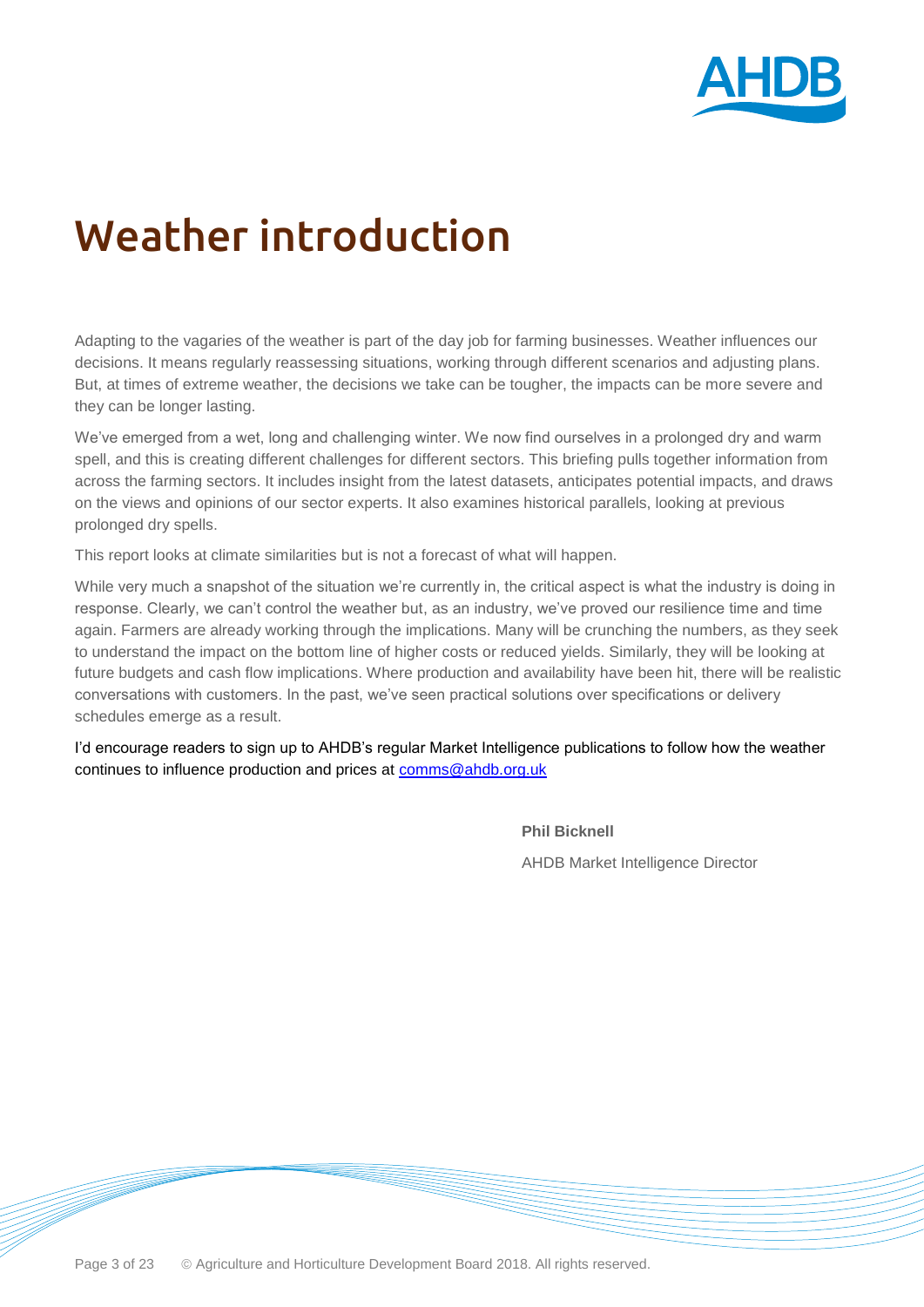# Weather introduction

Adapting to the vagaries of the weather is part of the day job for farming businesses. Weather influences our decisions. It means regularly reassessing situations, working through different scenarios and adjusting plans. But, at times of extreme weather, the decisions we take can be tougher, the impacts can be more severe and they can be longer lasting.

We've emerged from a wet, long and challenging winter. We now find ourselves in a prolonged dry and warm spell, and this is creating different challenges for different sectors. This briefing pulls together information from across the farming sectors. It includes insight from the latest datasets, anticipates potential impacts, and draws on the views and opinions of our sector experts. It also examines historical parallels, looking at previous prolonged dry spells.

This report looks at climate similarities but is not a forecast of what will happen.

While very much a snapshot of the situation we're currently in, the critical aspect is what the industry is doing in response. Clearly, we can't control the weather but, as an industry, we've proved our resilience time and time again. Farmers are already working through the implications. Many will be crunching the numbers, as they seek to understand the impact on the bottom line of higher costs or reduced yields. Similarly, they will be looking at future budgets and cash flow implications. Where production and availability have been hit, there will be realistic conversations with customers. In the past, we've seen practical solutions over specifications or delivery schedules emerge as a result.

I'd encourage readers to sign up to AHDB's regular Market Intelligence publications to follow how the weather continues to influence production and prices at comms@ahdb.org.uk

**Phil Bicknell**

AHDB Market Intelligence Director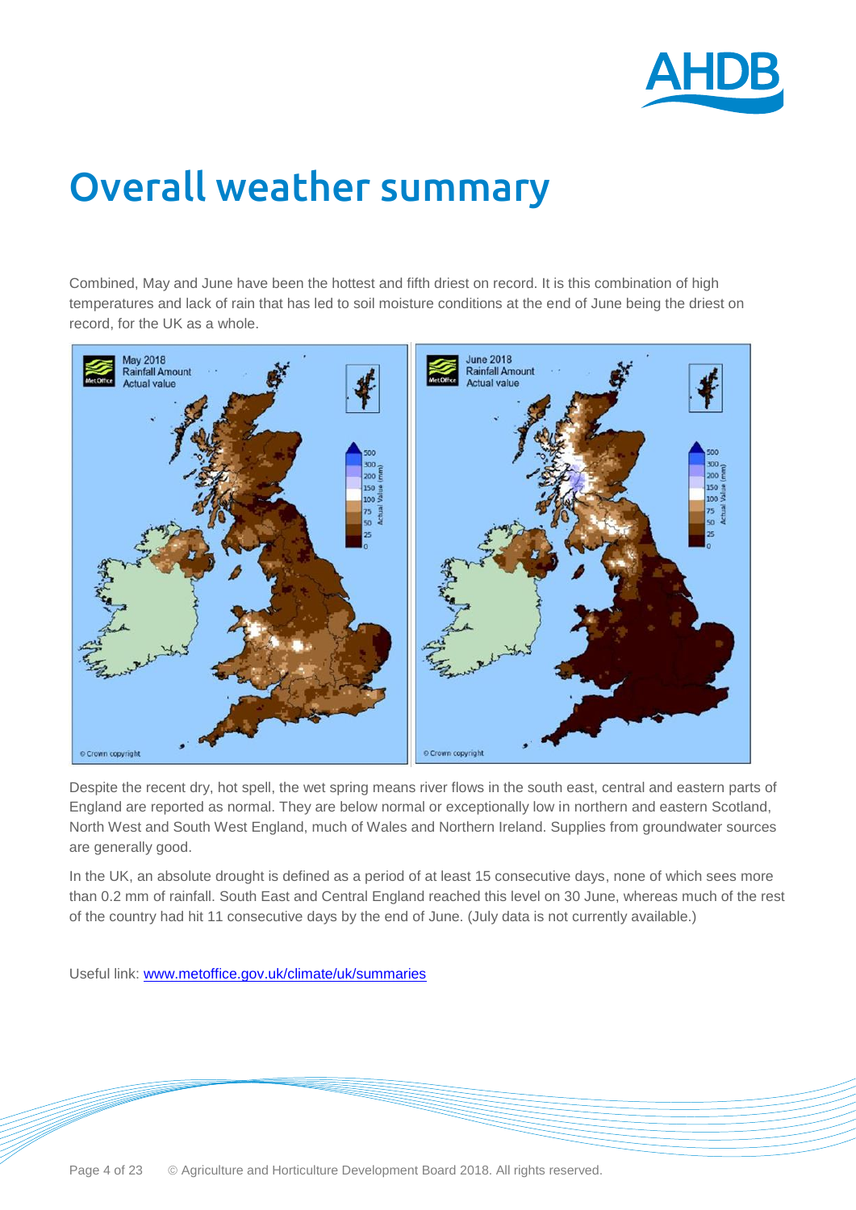# Overall weather summary

Combined, May and June have been the hottest and fifth driest on record. It is this combination of high temperatures and lack of rain that has led to soil moisture conditions at the end of June being the driest on record, for the UK as a whole.

Despite the recent dry, hot spell, the wet spring means river flows in the south east, central and eastern parts of England are reported as normal. They are below normal or exceptionally low in northern and eastern Scotland, North West and South West England, much of Wales and Northern Ireland. Supplies from groundwater sources are generally good.

In the UK, an absolute drought is defined as a period of at least 15 consecutive days, none of which sees more than 0.2 mm of rainfall. South East and Central England reached this level on 30 June, whereas much of the rest of the country had hit 11 consecutive days by the end of June. (July data is not currently available.)

Useful link: [www.metoffice.gov.uk/climate/uk/summaries](http://www.metoffice.gov.uk/climate/uk/summaries)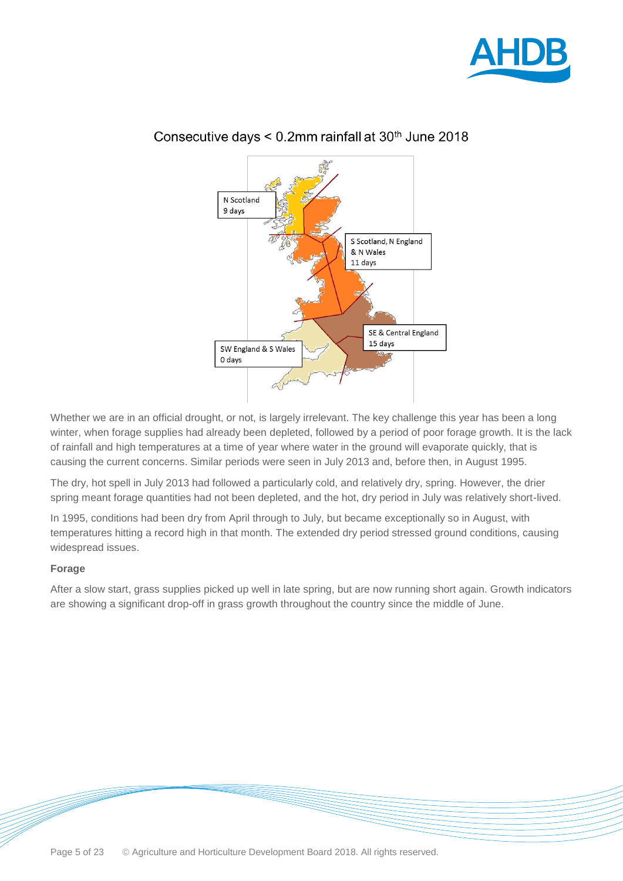Consecutive days < 0.2mm rainfall at 30th June 2018

N Scotland
9 days

S Scotland, N England & N Wales
11 days

SE & Central England
15 days

SW England & S Wales
0 days

Whether we are in an official drought, or not, is largely irrelevant. The key challenge this year has been a long winter, when forage supplies had already been depleted, followed by a period of poor forage growth. It is the lack of rainfall and high temperatures at a time of year where water in the ground will evaporate quickly, that is causing the current concerns. Similar periods were seen in July 2013 and, before then, in August 1995.

The dry, hot spell in July 2013 had followed a particularly cold, and relatively dry, spring. However, the drier spring meant forage quantities had not been depleted, and the hot, dry period in July was relatively short-lived.

In 1995, conditions had been dry from April through to July, but became exceptionally so in August, with temperatures hitting a record high in that month. The extended dry period stressed ground conditions, causing widespread issues.

**Forage**

After a slow start, grass supplies picked up well in late spring, but are now running short again. Growth indicators are showing a significant drop-off in grass growth throughout the country since the middle of June.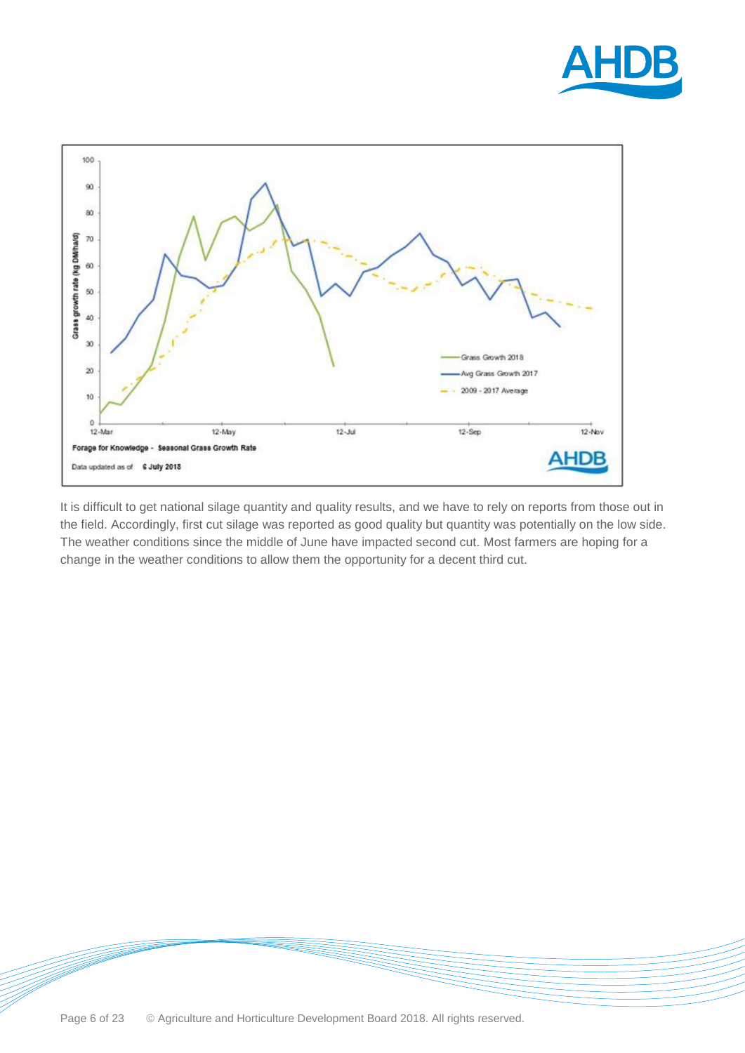It is difficult to get national silage quantity and quality results, and we have to rely on reports from those out in the field. Accordingly, first cut silage was reported as good quality but quantity was potentially on the low side. The weather conditions since the middle of June have impacted second cut. Most farmers are hoping for a change in the weather conditions to allow them the opportunity for a decent third cut.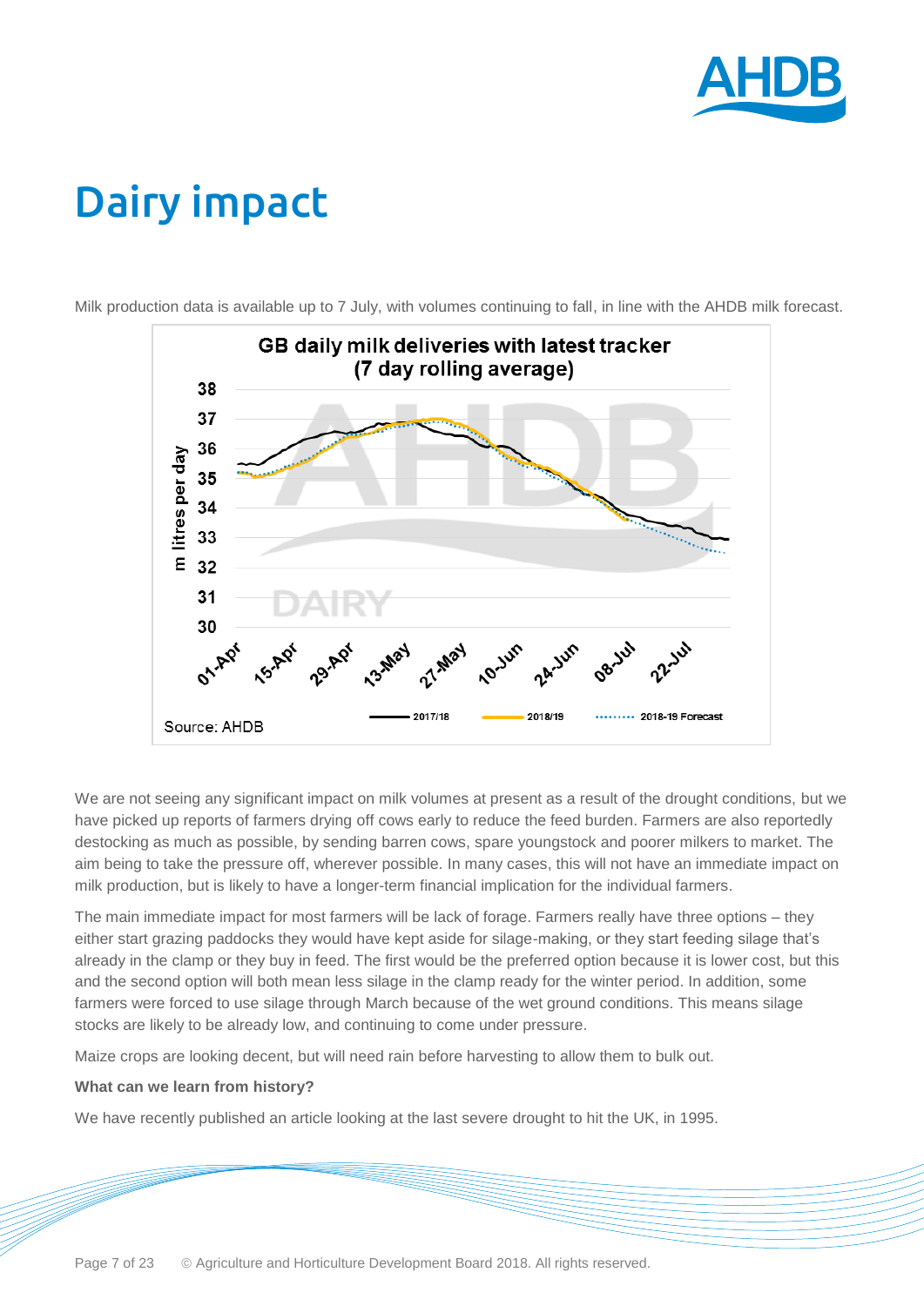# Dairy impact

Milk production data is available up to 7 July, with volumes continuing to fall, in line with the AHDB milk forecast.

**GB daily milk deliveries with latest tracker (7 day rolling average)**

Source: AHDB

We are not seeing any significant impact on milk volumes at present as a result of the drought conditions, but we have picked up reports of farmers drying off cows early to reduce the feed burden. Farmers are also reportedly destocking as much as possible, by sending barren cows, spare youngstock and poorer milkers to market. The aim being to take the pressure off, wherever possible. In many cases, this will not have an immediate impact on milk production, but is likely to have a longer-term financial implication for the individual farmers.

The main immediate impact for most farmers will be lack of forage. Farmers really have three options – they either start grazing paddocks they would have kept aside for silage-making, or they start feeding silage that's already in the clamp or they buy in feed. The first would be the preferred option because it is lower cost, but this and the second option will both mean less silage in the clamp ready for the winter period. In addition, some farmers were forced to use silage through March because of the wet ground conditions. This means silage stocks are likely to be already low, and continuing to come under pressure.

Maize crops are looking decent, but will need rain before harvesting to allow them to bulk out.

**What can we learn from history?**

We have recently published an article looking at the last severe drought to hit the UK, in 1995.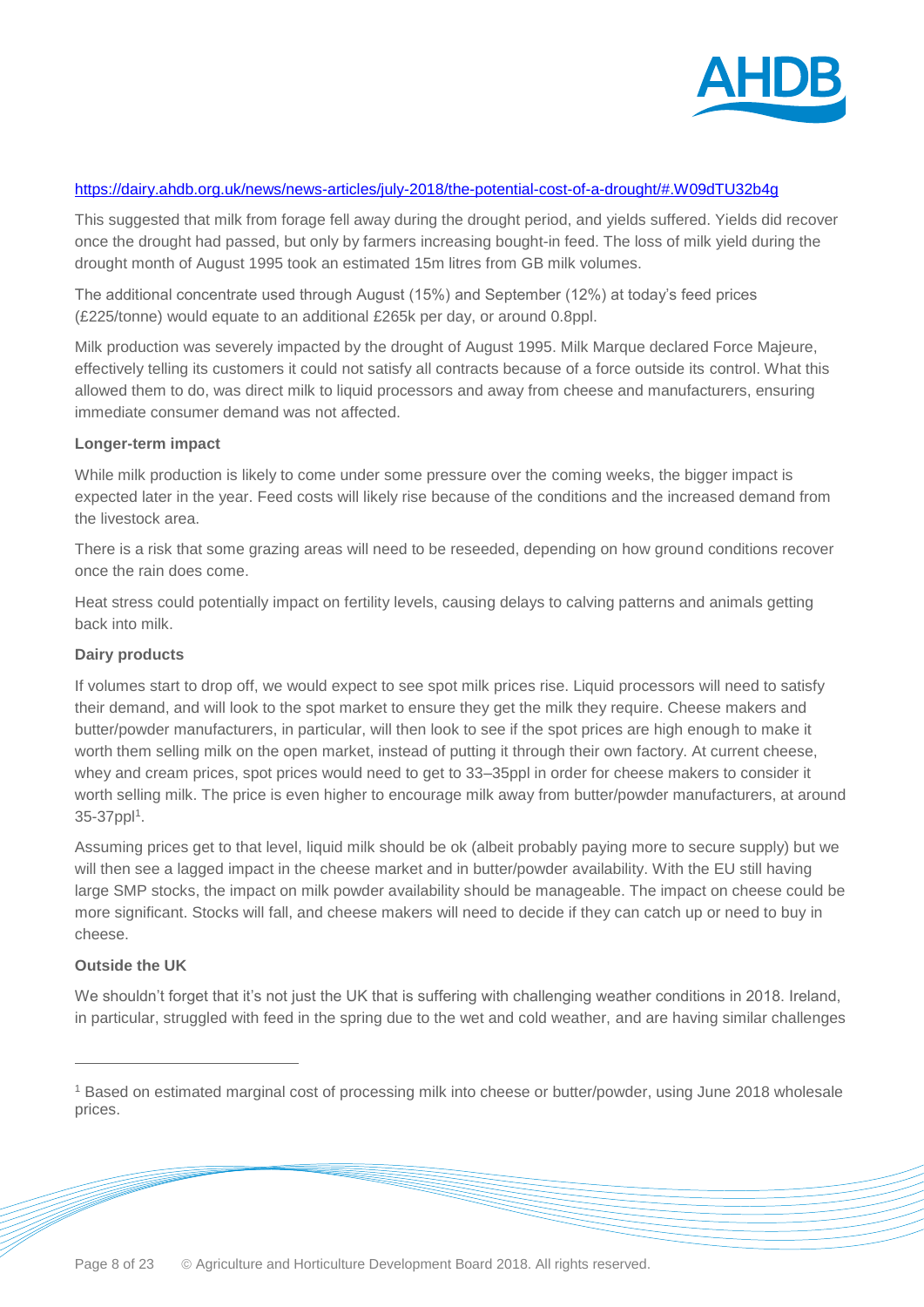https://dairy.ahdb.org.uk/news/news-articles/july-2018/the-potential-cost-of-a-drought/#.W09dTU32b4g

This suggested that milk from forage fell away during the drought period, and yields suffered. Yields did recover once the drought had passed, but only by farmers increasing bought-in feed. The loss of milk yield during the drought month of August 1995 took an estimated 15m litres from GB milk volumes.

The additional concentrate used through August (15%) and September (12%) at today's feed prices (£225/tonne) would equate to an additional £265k per day, or around 0.8ppl.

Milk production was severely impacted by the drought of August 1995. Milk Marque declared Force Majeure, effectively telling its customers it could not satisfy all contracts because of a force outside its control. What this allowed them to do, was direct milk to liquid processors and away from cheese and manufacturers, ensuring immediate consumer demand was not affected.

**Longer-term impact**

While milk production is likely to come under some pressure over the coming weeks, the bigger impact is expected later in the year. Feed costs will likely rise because of the conditions and the increased demand from the livestock area.

There is a risk that some grazing areas will need to be reseeded, depending on how ground conditions recover once the rain does come.

Heat stress could potentially impact on fertility levels, causing delays to calving patterns and animals getting back into milk.

**Dairy products**

If volumes start to drop off, we would expect to see spot milk prices rise. Liquid processors will need to satisfy their demand, and will look to the spot market to ensure they get the milk they require. Cheese makers and butter/powder manufacturers, in particular, will then look to see if the spot prices are high enough to make it worth them selling milk on the open market, instead of putting it through their own factory. At current cheese, whey and cream prices, spot prices would need to get to 33–35ppl in order for cheese makers to consider it worth selling milk. The price is even higher to encourage milk away from butter/powder manufacturers, at around 35-37ppl[1].

Assuming prices get to that level, liquid milk should be ok (albeit probably paying more to secure supply) but we will then see a lagged impact in the cheese market and in butter/powder availability. With the EU still having large SMP stocks, the impact on milk powder availability should be manageable. The impact on cheese could be more significant. Stocks will fall, and cheese makers will need to decide if they can catch up or need to buy in cheese.

**Outside the UK**

We shouldn't forget that it's not just the UK that is suffering with challenging weather conditions in 2018. Ireland, in particular, struggled with feed in the spring due to the wet and cold weather, and are having similar challenges

---

[1] Based on estimated marginal cost of processing milk into cheese or butter/powder, using June 2018 wholesale prices.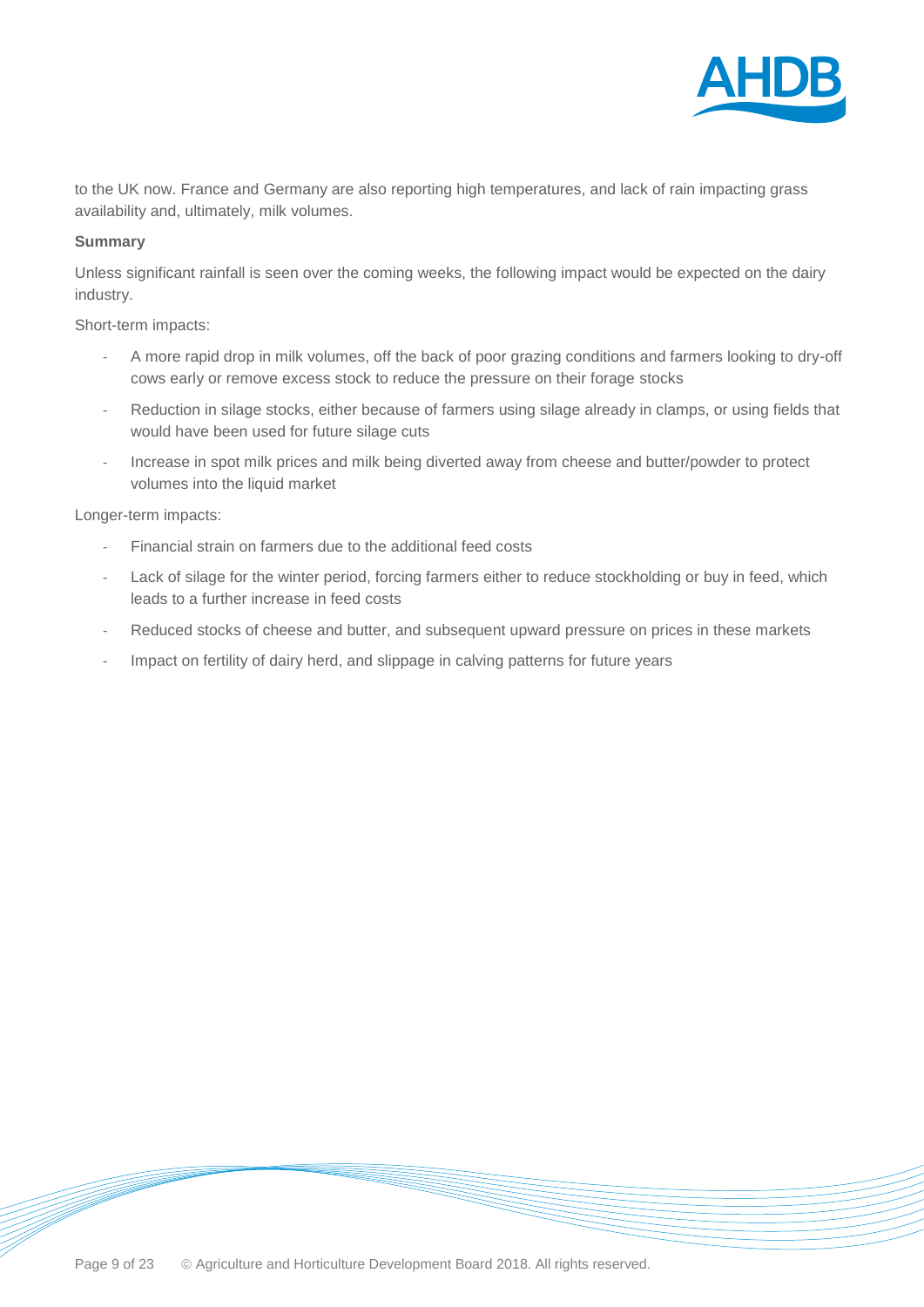to the UK now. France and Germany are also reporting high temperatures, and lack of rain impacting grass availability and, ultimately, milk volumes.

**Summary**

Unless significant rainfall is seen over the coming weeks, the following impact would be expected on the dairy industry.

Short-term impacts:

- A more rapid drop in milk volumes, off the back of poor grazing conditions and farmers looking to dry-off cows early or remove excess stock to reduce the pressure on their forage stocks
- Reduction in silage stocks, either because of farmers using silage already in clamps, or using fields that would have been used for future silage cuts
- Increase in spot milk prices and milk being diverted away from cheese and butter/powder to protect volumes into the liquid market

Longer-term impacts:

- Financial strain on farmers due to the additional feed costs
- Lack of silage for the winter period, forcing farmers either to reduce stockholding or buy in feed, which leads to a further increase in feed costs
- Reduced stocks of cheese and butter, and subsequent upward pressure on prices in these markets
- Impact on fertility of dairy herd, and slippage in calving patterns for future years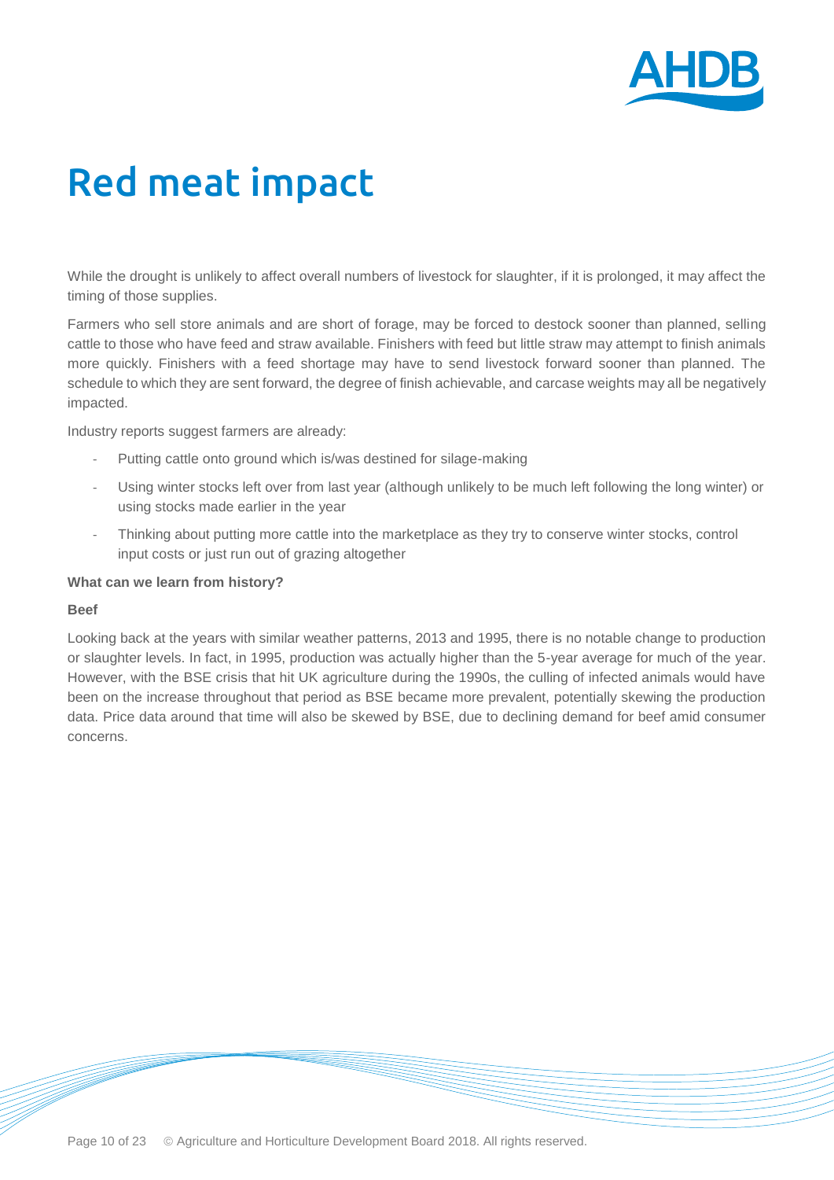# Red meat impact

While the drought is unlikely to affect overall numbers of livestock for slaughter, if it is prolonged, it may affect the timing of those supplies.

Farmers who sell store animals and are short of forage, may be forced to destock sooner than planned, selling cattle to those who have feed and straw available. Finishers with feed but little straw may attempt to finish animals more quickly. Finishers with a feed shortage may have to send livestock forward sooner than planned. The schedule to which they are sent forward, the degree of finish achievable, and carcase weights may all be negatively impacted.

Industry reports suggest farmers are already:

- Putting cattle onto ground which is/was destined for silage-making
- Using winter stocks left over from last year (although unlikely to be much left following the long winter) or using stocks made earlier in the year
- Thinking about putting more cattle into the marketplace as they try to conserve winter stocks, control input costs or just run out of grazing altogether

**What can we learn from history?**

**Beef**

Looking back at the years with similar weather patterns, 2013 and 1995, there is no notable change to production or slaughter levels. In fact, in 1995, production was actually higher than the 5-year average for much of the year. However, with the BSE crisis that hit UK agriculture during the 1990s, the culling of infected animals would have been on the increase throughout that period as BSE became more prevalent, potentially skewing the production data. Price data around that time will also be skewed by BSE, due to declining demand for beef amid consumer concerns.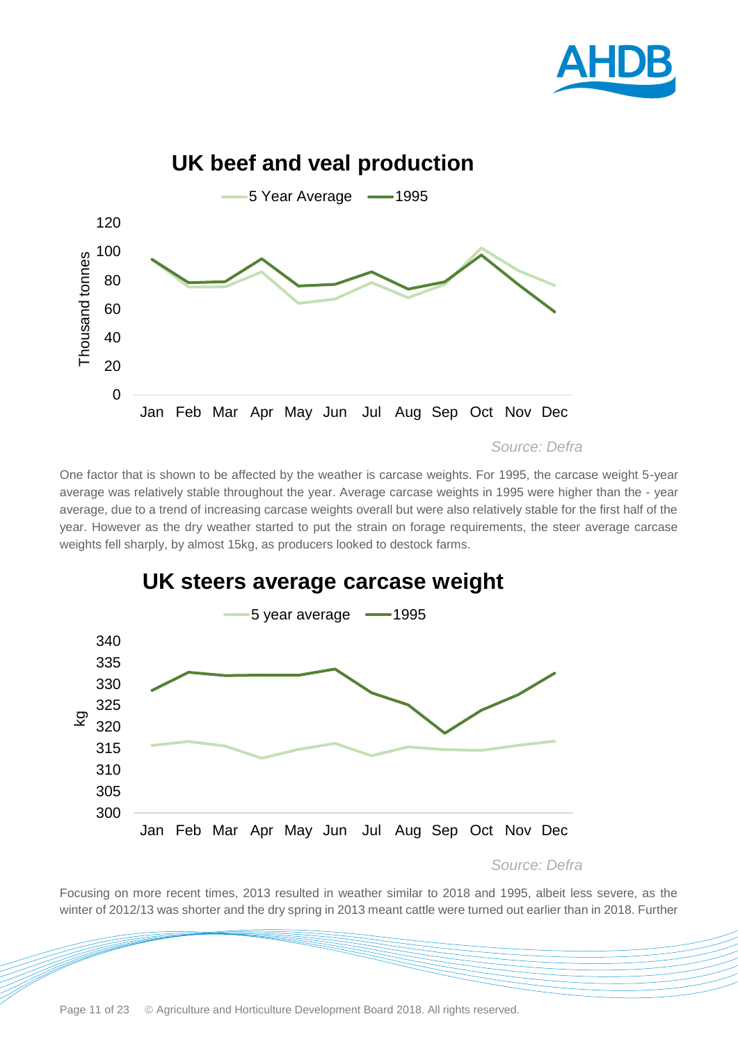**UK beef and veal production**

5 Year Average — 1995

Thousand tonnes

*Source: Defra*

One factor that is shown to be affected by the weather is carcase weights. For 1995, the carcase weight 5-year average was relatively stable throughout the year. Average carcase weights in 1995 were higher than the - year average, due to a trend of increasing carcase weights overall but were also relatively stable for the first half of the year. However as the dry weather started to put the strain on forage requirements, the steer average carcase weights fell sharply, by almost 15kg, as producers looked to destock farms.

**UK steers average carcase weight**

5 year average — 1995

kg

*Source: Defra*

Focusing on more recent times, 2013 resulted in weather similar to 2018 and 1995, albeit less severe, as the winter of 2012/13 was shorter and the dry spring in 2013 meant cattle were turned out earlier than in 2018. Further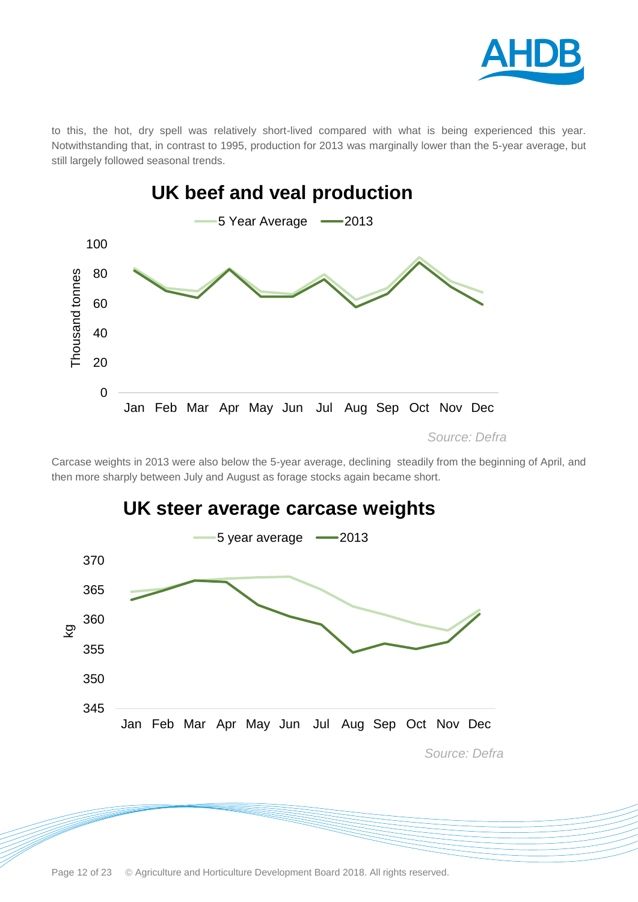to this, the hot, dry spell was relatively short-lived compared with what is being experienced this year. Notwithstanding that, in contrast to 1995, production for 2013 was marginally lower than the 5-year average, but still largely followed seasonal trends.

## UK beef and veal production

5 Year Average — 2013

Thousand tonnes: 0, 20, 40, 60, 80, 100

Jan Feb Mar Apr May Jun Jul Aug Sep Oct Nov Dec

*Source: Defra*

Carcase weights in 2013 were also below the 5-year average, declining steadily from the beginning of April, and then more sharply between July and August as forage stocks again became short.

## UK steer average carcase weights

5 year average — 2013

kg: 345, 350, 355, 360, 365, 370

Jan Feb Mar Apr May Jun Jul Aug Sep Oct Nov Dec

*Source: Defra*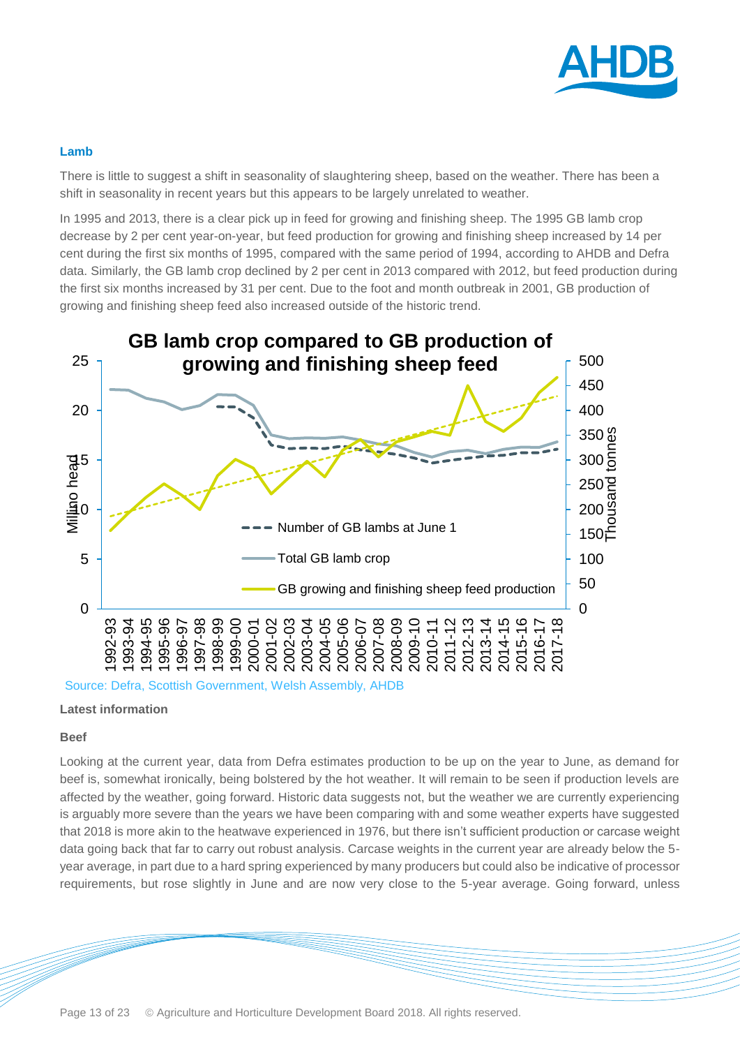### Lamb

There is little to suggest a shift in seasonality of slaughtering sheep, based on the weather. There has been a shift in seasonality in recent years but this appears to be largely unrelated to weather.

In 1995 and 2013, there is a clear pick up in feed for growing and finishing sheep. The 1995 GB lamb crop decrease by 2 per cent year-on-year, but feed production for growing and finishing sheep increased by 14 per cent during the first six months of 1995, compared with the same period of 1994, according to AHDB and Defra data. Similarly, the GB lamb crop declined by 2 per cent in 2013 compared with 2012, but feed production during the first six months increased by 31 per cent. Due to the foot and month outbreak in 2001, GB production of growing and finishing sheep feed also increased outside of the historic trend.

**GB lamb crop compared to GB production of growing and finishing sheep feed**

Source: Defra, Scottish Government, Welsh Assembly, AHDB

### Latest information

#### Beef

Looking at the current year, data from Defra estimates production to be up on the year to June, as demand for beef is, somewhat ironically, being bolstered by the hot weather. It will remain to be seen if production levels are affected by the weather, going forward. Historic data suggests not, but the weather we are currently experiencing is arguably more severe than the years we have been comparing with and some weather experts have suggested that 2018 is more akin to the heatwave experienced in 1976, but there isn't sufficient production or carcase weight data going back that far to carry out robust analysis. Carcase weights in the current year are already below the 5-year average, in part due to a hard spring experienced by many producers but could also be indicative of processor requirements, but rose slightly in June and are now very close to the 5-year average. Going forward, unless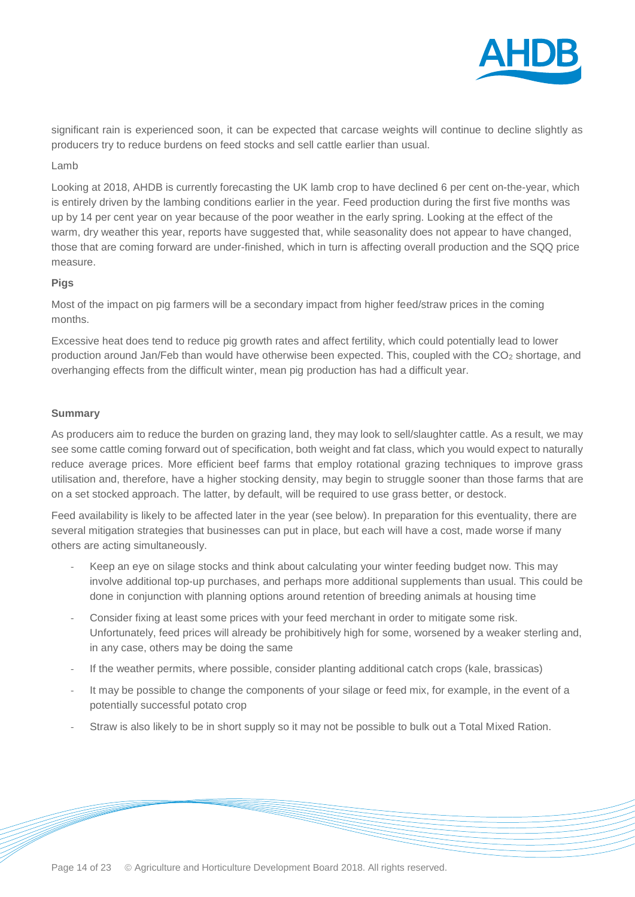significant rain is experienced soon, it can be expected that carcase weights will continue to decline slightly as producers try to reduce burdens on feed stocks and sell cattle earlier than usual.

Lamb

Looking at 2018, AHDB is currently forecasting the UK lamb crop to have declined 6 per cent on-the-year, which is entirely driven by the lambing conditions earlier in the year. Feed production during the first five months was up by 14 per cent year on year because of the poor weather in the early spring. Looking at the effect of the warm, dry weather this year, reports have suggested that, while seasonality does not appear to have changed, those that are coming forward are under-finished, which in turn is affecting overall production and the SQQ price measure.

**Pigs**

Most of the impact on pig farmers will be a secondary impact from higher feed/straw prices in the coming months.

Excessive heat does tend to reduce pig growth rates and affect fertility, which could potentially lead to lower production around Jan/Feb than would have otherwise been expected. This, coupled with the $CO_2$ shortage, and overhanging effects from the difficult winter, mean pig production has had a difficult year.

**Summary**

As producers aim to reduce the burden on grazing land, they may look to sell/slaughter cattle. As a result, we may see some cattle coming forward out of specification, both weight and fat class, which you would expect to naturally reduce average prices. More efficient beef farms that employ rotational grazing techniques to improve grass utilisation and, therefore, have a higher stocking density, may begin to struggle sooner than those farms that are on a set stocked approach. The latter, by default, will be required to use grass better, or destock.

Feed availability is likely to be affected later in the year (see below). In preparation for this eventuality, there are several mitigation strategies that businesses can put in place, but each will have a cost, made worse if many others are acting simultaneously.

- Keep an eye on silage stocks and think about calculating your winter feeding budget now. This may involve additional top-up purchases, and perhaps more additional supplements than usual. This could be done in conjunction with planning options around retention of breeding animals at housing time
- Consider fixing at least some prices with your feed merchant in order to mitigate some risk. Unfortunately, feed prices will already be prohibitively high for some, worsened by a weaker sterling and, in any case, others may be doing the same
- If the weather permits, where possible, consider planting additional catch crops (kale, brassicas)
- It may be possible to change the components of your silage or feed mix, for example, in the event of a potentially successful potato crop
- Straw is also likely to be in short supply so it may not be possible to bulk out a Total Mixed Ration.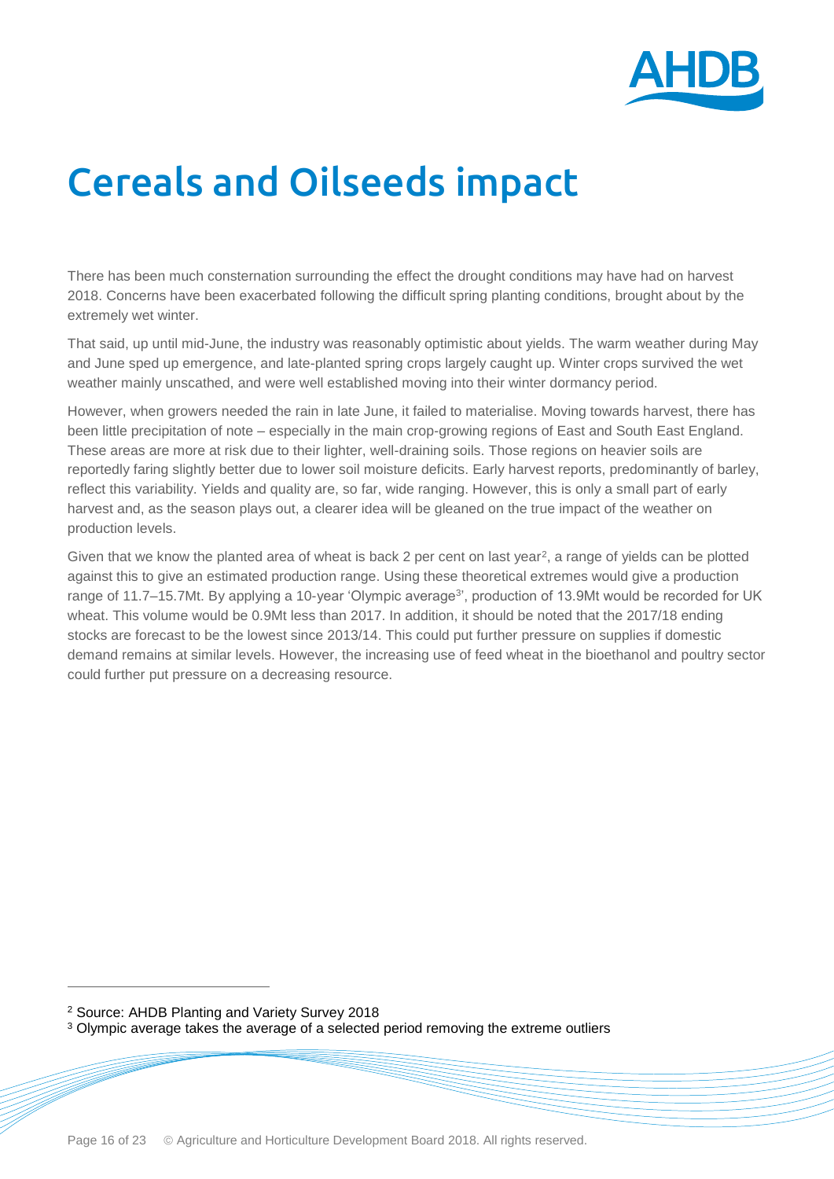# Cereals and Oilseeds impact

There has been much consternation surrounding the effect the drought conditions may have had on harvest 2018. Concerns have been exacerbated following the difficult spring planting conditions, brought about by the extremely wet winter.

That said, up until mid-June, the industry was reasonably optimistic about yields. The warm weather during May and June sped up emergence, and late-planted spring crops largely caught up. Winter crops survived the wet weather mainly unscathed, and were well established moving into their winter dormancy period.

However, when growers needed the rain in late June, it failed to materialise. Moving towards harvest, there has been little precipitation of note – especially in the main crop-growing regions of East and South East England. These areas are more at risk due to their lighter, well-draining soils. Those regions on heavier soils are reportedly faring slightly better due to lower soil moisture deficits. Early harvest reports, predominantly of barley, reflect this variability. Yields and quality are, so far, wide ranging. However, this is only a small part of early harvest and, as the season plays out, a clearer idea will be gleaned on the true impact of the weather on production levels.

Given that we know the planted area of wheat is back 2 per cent on last year[2], a range of yields can be plotted against this to give an estimated production range. Using these theoretical extremes would give a production range of 11.7–15.7Mt. By applying a 10-year 'Olympic average[3]', production of 13.9Mt would be recorded for UK wheat. This volume would be 0.9Mt less than 2017. In addition, it should be noted that the 2017/18 ending stocks are forecast to be the lowest since 2013/14. This could put further pressure on supplies if domestic demand remains at similar levels. However, the increasing use of feed wheat in the bioethanol and poultry sector could further put pressure on a decreasing resource.

[2] Source: AHDB Planting and Variety Survey 2018

[3] Olympic average takes the average of a selected period removing the extreme outliers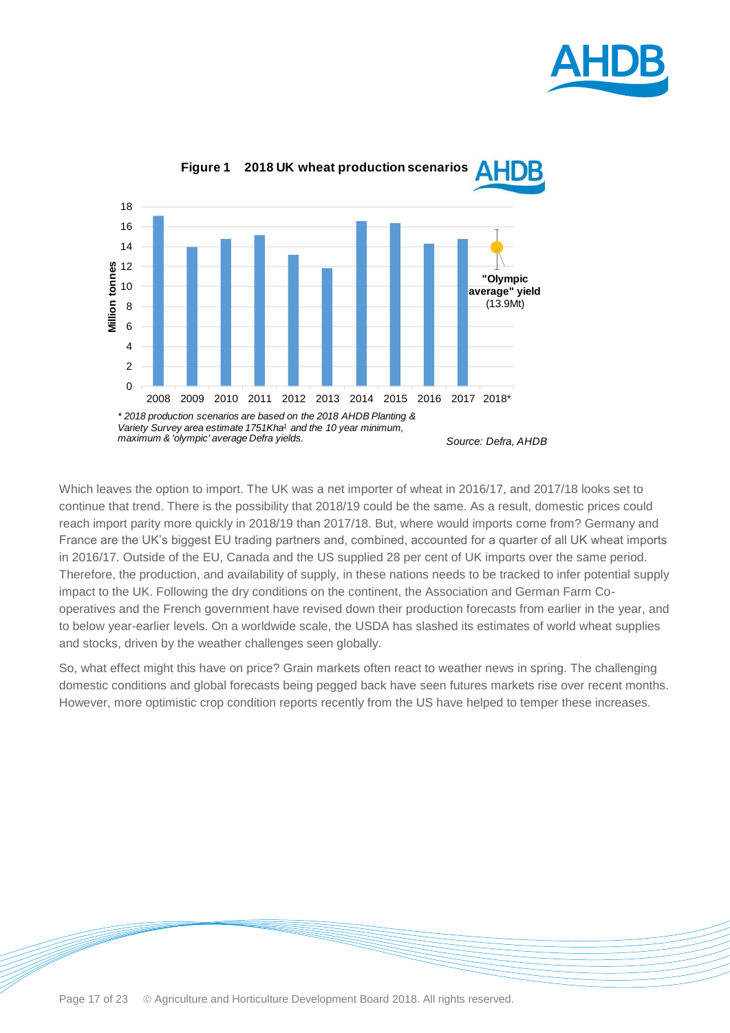**Figure 1 2018 UK wheat production scenarios**

*\* 2018 production scenarios are based on the 2018 AHDB Planting & Variety Survey area estimate 1751Kha[1] and the 10 year minimum, maximum & 'olympic' average Defra yields.*

*Source: Defra, AHDB*

Which leaves the option to import. The UK was a net importer of wheat in 2016/17, and 2017/18 looks set to continue that trend. There is the possibility that 2018/19 could be the same. As a result, domestic prices could reach import parity more quickly in 2018/19 than 2017/18. But, where would imports come from? Germany and France are the UK's biggest EU trading partners and, combined, accounted for a quarter of all UK wheat imports in 2016/17. Outside of the EU, Canada and the US supplied 28 per cent of UK imports over the same period. Therefore, the production, and availability of supply, in these nations needs to be tracked to infer potential supply impact to the UK. Following the dry conditions on the continent, the Association and German Farm Co-operatives and the French government have revised down their production forecasts from earlier in the year, and to below year-earlier levels. On a worldwide scale, the USDA has slashed its estimates of world wheat supplies and stocks, driven by the weather challenges seen globally.

So, what effect might this have on price? Grain markets often react to weather news in spring. The challenging domestic conditions and global forecasts being pegged back have seen futures markets rise over recent months. However, more optimistic crop condition reports recently from the US have helped to temper these increases.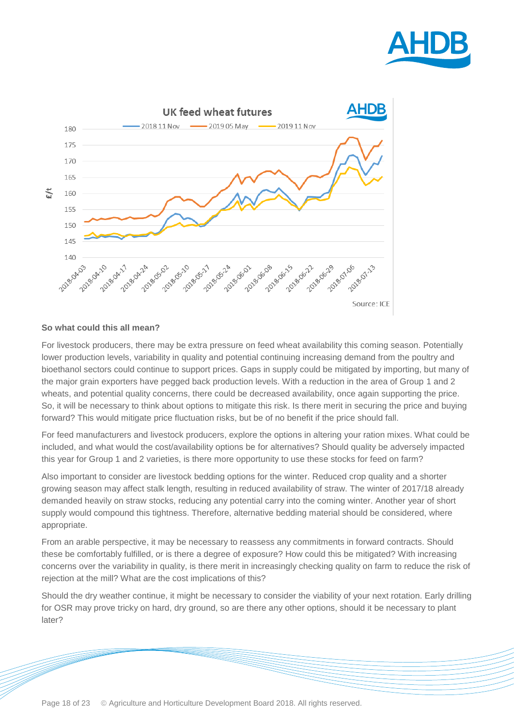## So what could this all mean?

For livestock producers, there may be extra pressure on feed wheat availability this coming season. Potentially lower production levels, variability in quality and potential continuing increasing demand from the poultry and bioethanol sectors could continue to support prices. Gaps in supply could be mitigated by importing, but many of the major grain exporters have pegged back production levels. With a reduction in the area of Group 1 and 2 wheats, and potential quality concerns, there could be decreased availability, once again supporting the price. So, it will be necessary to think about options to mitigate this risk. Is there merit in securing the price and buying forward? This would mitigate price fluctuation risks, but be of no benefit if the price should fall.

For feed manufacturers and livestock producers, explore the options in altering your ration mixes. What could be included, and what would the cost/availability options be for alternatives? Should quality be adversely impacted this year for Group 1 and 2 varieties, is there more opportunity to use these stocks for feed on farm?

Also important to consider are livestock bedding options for the winter. Reduced crop quality and a shorter growing season may affect stalk length, resulting in reduced availability of straw. The winter of 2017/18 already demanded heavily on straw stocks, reducing any potential carry into the coming winter. Another year of short supply would compound this tightness. Therefore, alternative bedding material should be considered, where appropriate.

From an arable perspective, it may be necessary to reassess any commitments in forward contracts. Should these be comfortably fulfilled, or is there a degree of exposure? How could this be mitigated? With increasing concerns over the variability in quality, is there merit in increasingly checking quality on farm to reduce the risk of rejection at the mill? What are the cost implications of this?

Should the dry weather continue, it might be necessary to consider the viability of your next rotation. Early drilling for OSR may prove tricky on hard, dry ground, so are there any other options, should it be necessary to plant later?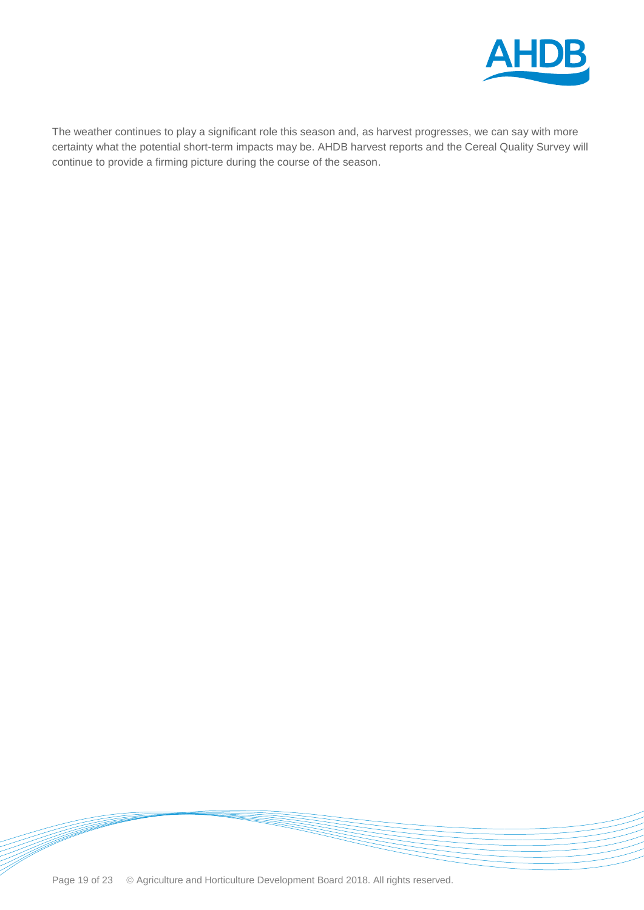The weather continues to play a significant role this season and, as harvest progresses, we can say with more certainty what the potential short-term impacts may be. AHDB harvest reports and the Cereal Quality Survey will continue to provide a firming picture during the course of the season.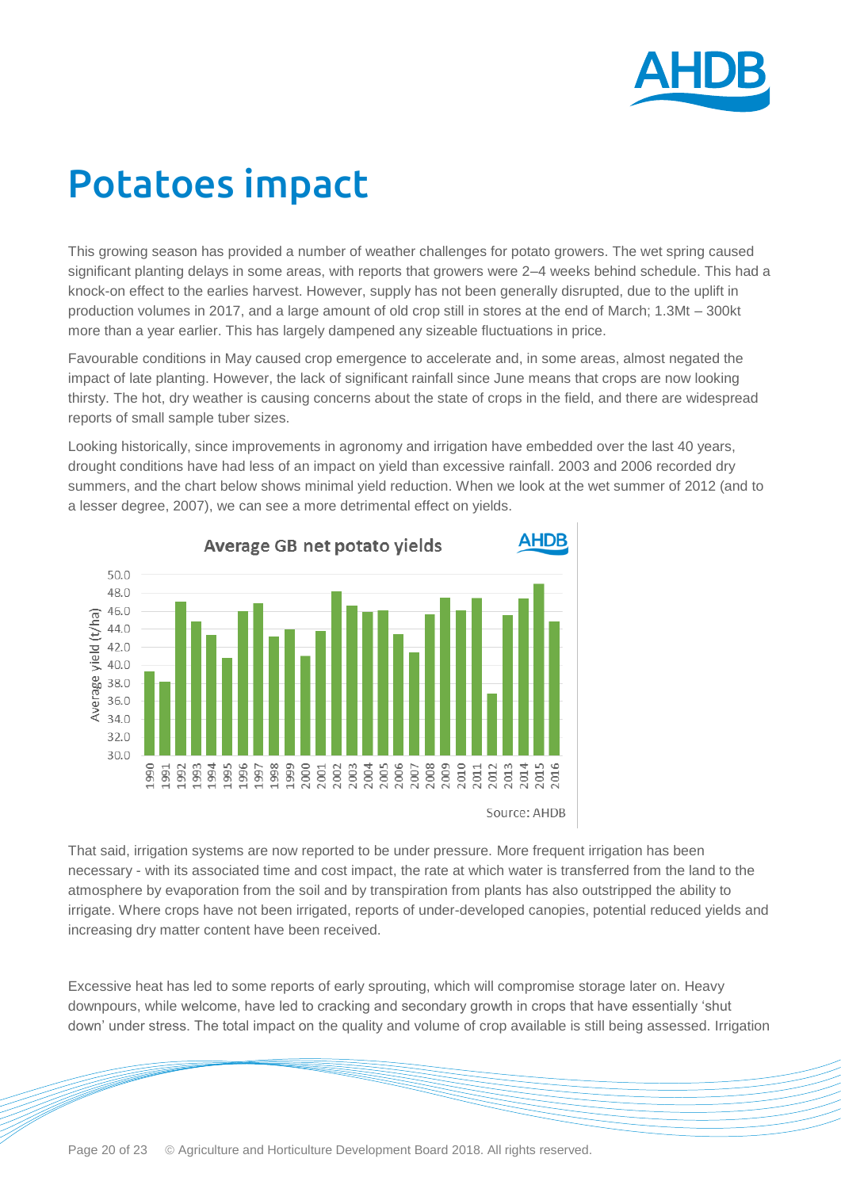# Potatoes impact

This growing season has provided a number of weather challenges for potato growers. The wet spring caused significant planting delays in some areas, with reports that growers were 2–4 weeks behind schedule. This had a knock-on effect to the earlies harvest. However, supply has not been generally disrupted, due to the uplift in production volumes in 2017, and a large amount of old crop still in stores at the end of March; 1.3Mt – 300kt more than a year earlier. This has largely dampened any sizeable fluctuations in price.

Favourable conditions in May caused crop emergence to accelerate and, in some areas, almost negated the impact of late planting. However, the lack of significant rainfall since June means that crops are now looking thirsty. The hot, dry weather is causing concerns about the state of crops in the field, and there are widespread reports of small sample tuber sizes.

Looking historically, since improvements in agronomy and irrigation have embedded over the last 40 years, drought conditions have had less of an impact on yield than excessive rainfall. 2003 and 2006 recorded dry summers, and the chart below shows minimal yield reduction. When we look at the wet summer of 2012 (and to a lesser degree, 2007), we can see a more detrimental effect on yields.

**Average GB net potato yields**

Source: AHDB

That said, irrigation systems are now reported to be under pressure. More frequent irrigation has been necessary - with its associated time and cost impact, the rate at which water is transferred from the land to the atmosphere by evaporation from the soil and by transpiration from plants has also outstripped the ability to irrigate. Where crops have not been irrigated, reports of under-developed canopies, potential reduced yields and increasing dry matter content have been received.

Excessive heat has led to some reports of early sprouting, which will compromise storage later on. Heavy downpours, while welcome, have led to cracking and secondary growth in crops that have essentially 'shut down' under stress. The total impact on the quality and volume of crop available is still being assessed. Irrigation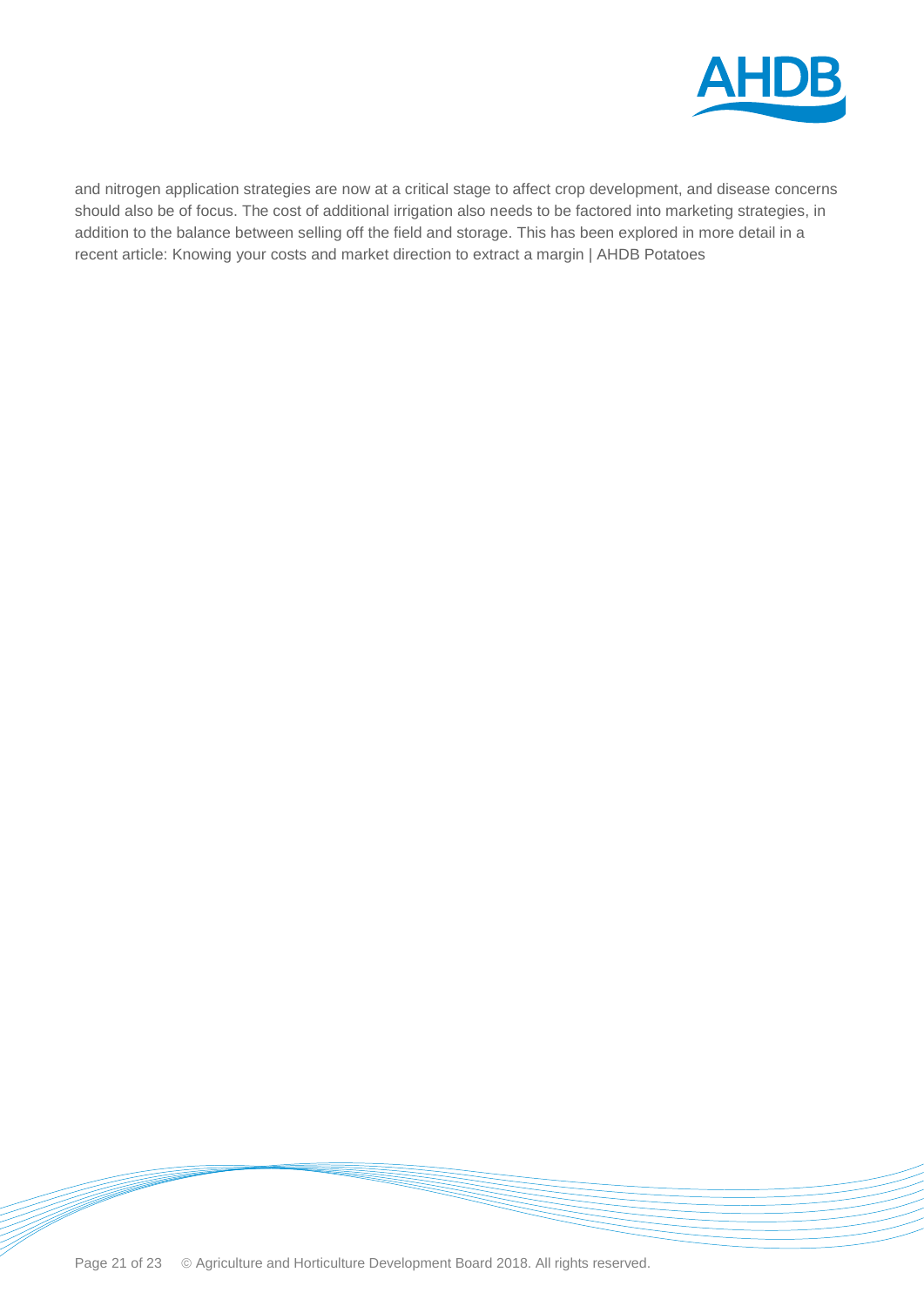and nitrogen application strategies are now at a critical stage to affect crop development, and disease concerns should also be of focus. The cost of additional irrigation also needs to be factored into marketing strategies, in addition to the balance between selling off the field and storage. This has been explored in more detail in a recent article: Knowing your costs and market direction to extract a margin | AHDB Potatoes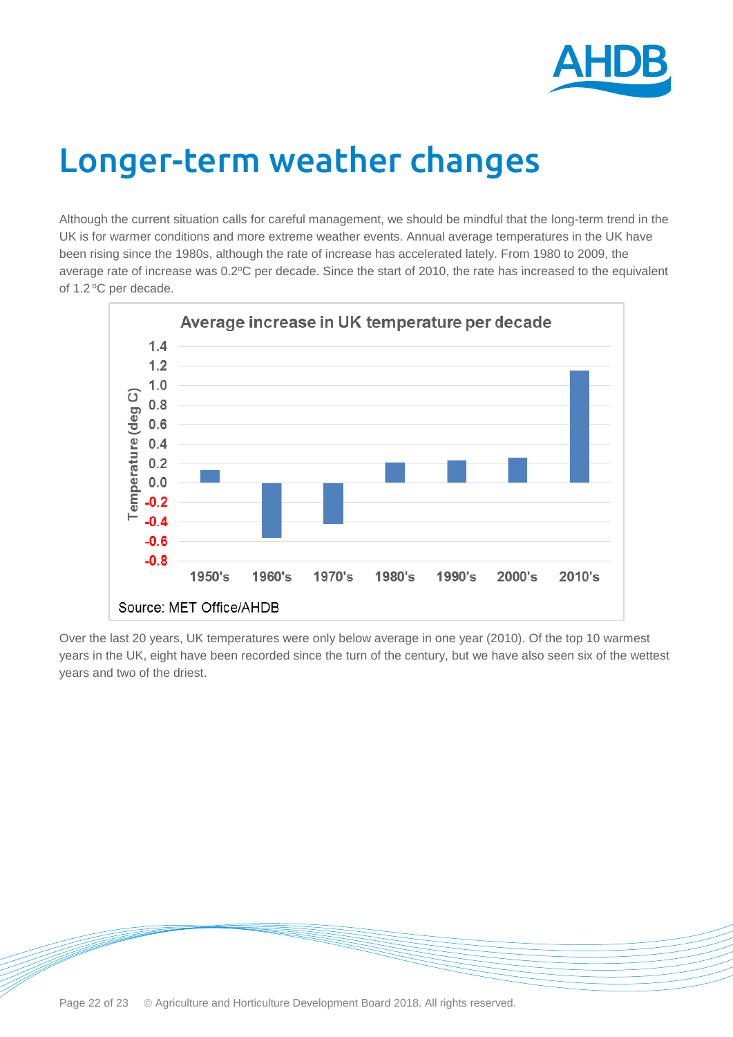# Longer-term weather changes

Although the current situation calls for careful management, we should be mindful that the long-term trend in the UK is for warmer conditions and more extreme weather events. Annual average temperatures in the UK have been rising since the 1980s, although the rate of increase has accelerated lately. From 1980 to 2009, the average rate of increase was 0.2ºC per decade. Since the start of 2010, the rate has increased to the equivalent of 1.2 ºC per decade.

**Average increase in UK temperature per decade**

| Decade | Temperature (deg C) |
|---|---|
| 1950's | ~0.13 |
| 1960's | ~-0.57 |
| 1970's | ~-0.42 |
| 1980's | ~0.21 |
| 1990's | ~0.23 |
| 2000's | ~0.26 |
| 2010's | ~1.15 |

Source: MET Office/AHDB

Over the last 20 years, UK temperatures were only below average in one year (2010). Of the top 10 warmest years in the UK, eight have been recorded since the turn of the century, but we have also seen six of the wettest years and two of the driest.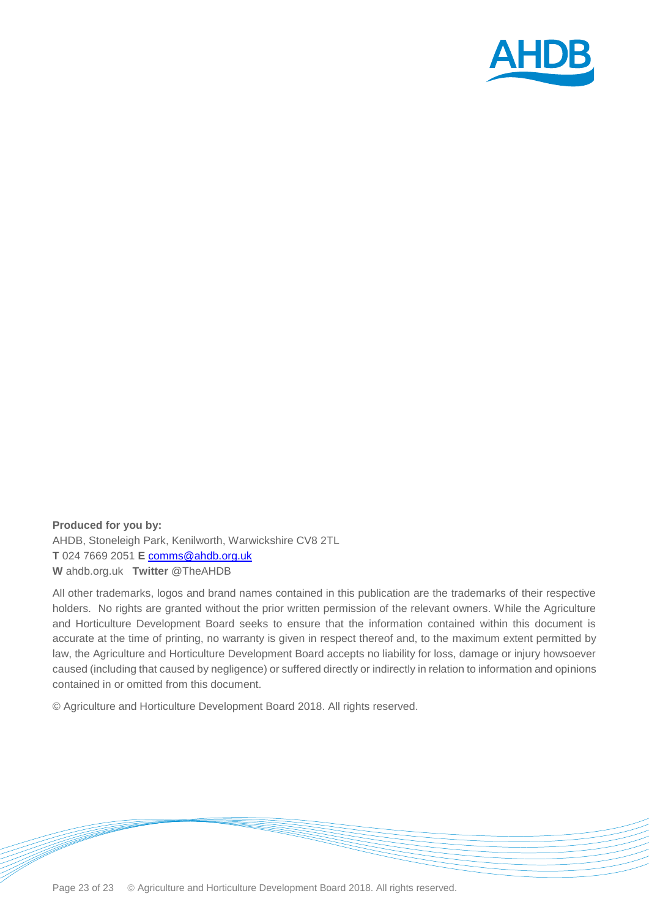**Produced for you by:**
AHDB, Stoneleigh Park, Kenilworth, Warwickshire CV8 2TL
**T** 024 7669 2051 **E** comms@ahdb.org.uk
**W** ahdb.org.uk **Twitter** @TheAHDB

All other trademarks, logos and brand names contained in this publication are the trademarks of their respective holders. No rights are granted without the prior written permission of the relevant owners. While the Agriculture and Horticulture Development Board seeks to ensure that the information contained within this document is accurate at the time of printing, no warranty is given in respect thereof and, to the maximum extent permitted by law, the Agriculture and Horticulture Development Board accepts no liability for loss, damage or injury howsoever caused (including that caused by negligence) or suffered directly or indirectly in relation to information and opinions contained in or omitted from this document.

© Agriculture and Horticulture Development Board 2018. All rights reserved.